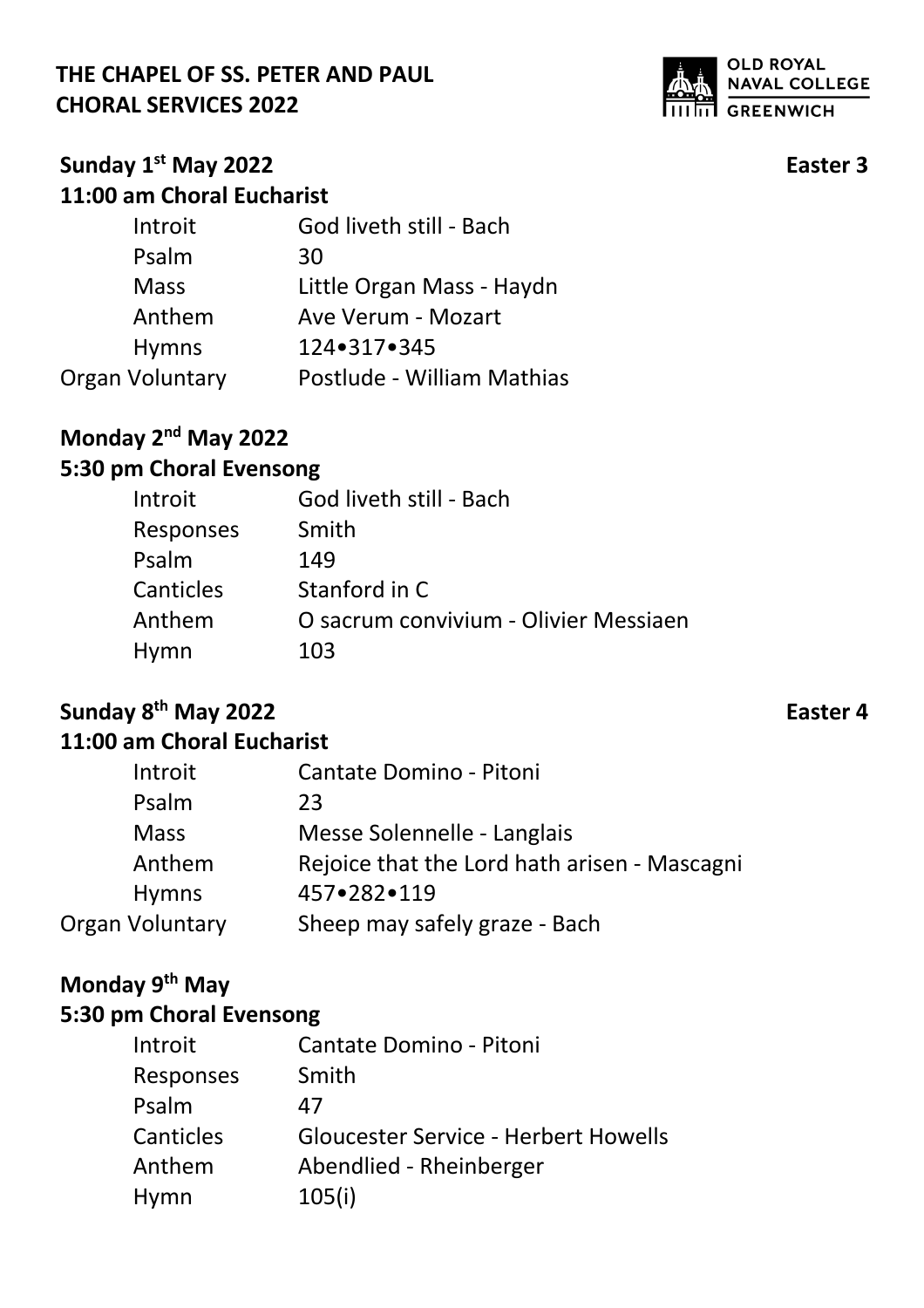**THE CHAPEL OF SS. PETER AND PAUL**
**CHORAL SERVICES 2022**

OLD ROYAL NAVAL COLLEGE GREENWICH

**Sunday 1st May 2022** **Easter 3**

**11:00 am Choral Eucharist**

| | |
|---|---|
| Introit | God liveth still - Bach |
| Psalm | 30 |
| Mass | Little Organ Mass - Haydn |
| Anthem | Ave Verum - Mozart |
| Hymns | 124•317•345 |
| Organ Voluntary | Postlude - William Mathias |

**Monday 2nd May 2022**

**5:30 pm Choral Evensong**

| | |
|---|---|
| Introit | God liveth still - Bach |
| Responses | Smith |
| Psalm | 149 |
| Canticles | Stanford in C |
| Anthem | O sacrum convivium - Olivier Messiaen |
| Hymn | 103 |

**Sunday 8th May 2022** **Easter 4**

**11:00 am Choral Eucharist**

| | |
|---|---|
| Introit | Cantate Domino - Pitoni |
| Psalm | 23 |
| Mass | Messe Solennelle - Langlais |
| Anthem | Rejoice that the Lord hath arisen - Mascagni |
| Hymns | 457•282•119 |
| Organ Voluntary | Sheep may safely graze - Bach |

**Monday 9th May**

**5:30 pm Choral Evensong**

| | |
|---|---|
| Introit | Cantate Domino - Pitoni |
| Responses | Smith |
| Psalm | 47 |
| Canticles | Gloucester Service - Herbert Howells |
| Anthem | Abendlied - Rheinberger |
| Hymn | 105(i) |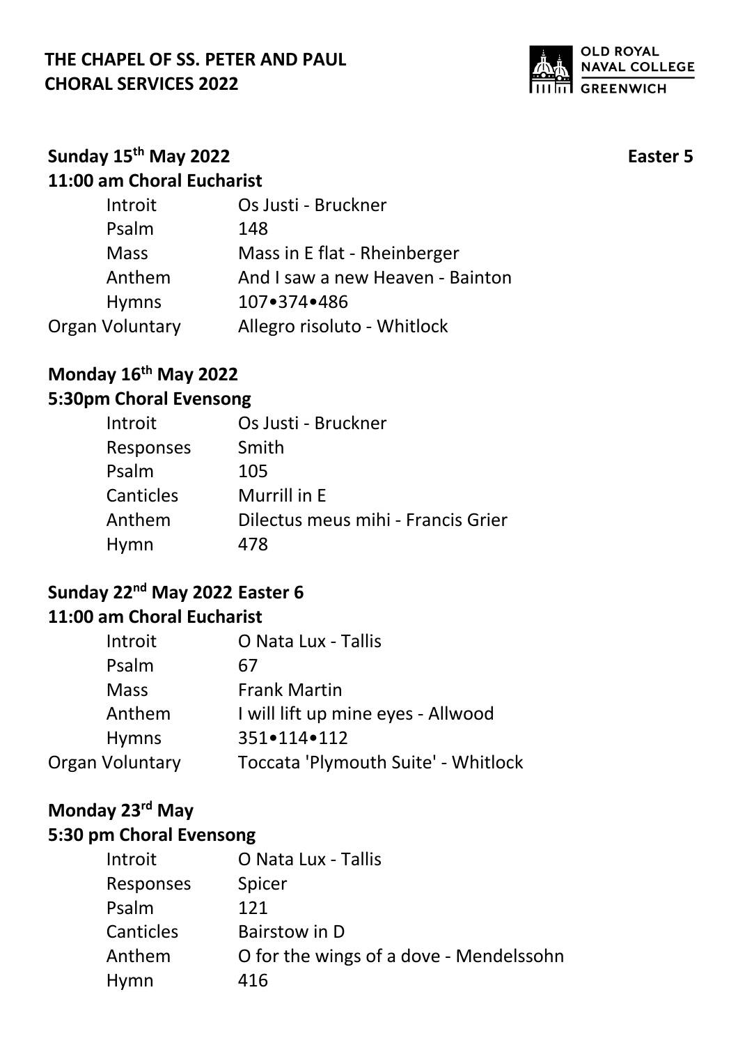**THE CHAPEL OF SS. PETER AND PAUL**
**CHORAL SERVICES 2022**

OLD ROYAL NAVAL COLLEGE GREENWICH

**Sunday 15th May 2022** **Easter 5**

**11:00 am Choral Eucharist**

| | |
|---|---|
| Introit | Os Justi - Bruckner |
| Psalm | 148 |
| Mass | Mass in E flat - Rheinberger |
| Anthem | And I saw a new Heaven - Bainton |
| Hymns | 107•374•486 |
| Organ Voluntary | Allegro risoluto - Whitlock |

**Monday 16th May 2022**

**5:30pm Choral Evensong**

| | |
|---|---|
| Introit | Os Justi - Bruckner |
| Responses | Smith |
| Psalm | 105 |
| Canticles | Murrill in E |
| Anthem | Dilectus meus mihi - Francis Grier |
| Hymn | 478 |

**Sunday 22nd May 2022 Easter 6**

**11:00 am Choral Eucharist**

| | |
|---|---|
| Introit | O Nata Lux - Tallis |
| Psalm | 67 |
| Mass | Frank Martin |
| Anthem | I will lift up mine eyes - Allwood |
| Hymns | 351•114•112 |
| Organ Voluntary | Toccata 'Plymouth Suite' - Whitlock |

**Monday 23rd May**

**5:30 pm Choral Evensong**

| | |
|---|---|
| Introit | O Nata Lux - Tallis |
| Responses | Spicer |
| Psalm | 121 |
| Canticles | Bairstow in D |
| Anthem | O for the wings of a dove - Mendelssohn |
| Hymn | 416 |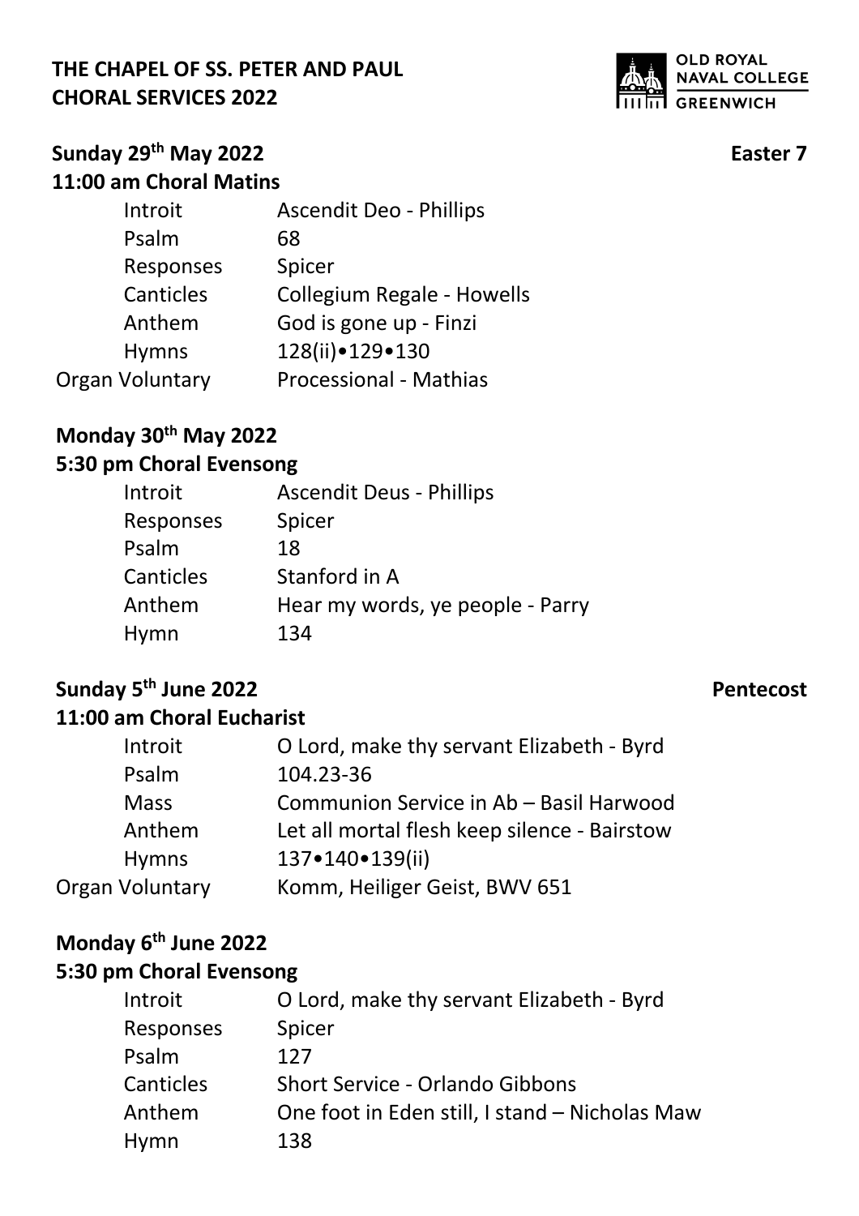**THE CHAPEL OF SS. PETER AND PAUL**
**CHORAL SERVICES 2022**

OLD ROYAL NAVAL COLLEGE GREENWICH

## Sunday 29th May 2022 — Easter 7

### 11:00 am Choral Matins

| | |
|---|---|
| Introit | Ascendit Deo - Phillips |
| Psalm | 68 |
| Responses | Spicer |
| Canticles | Collegium Regale - Howells |
| Anthem | God is gone up - Finzi |
| Hymns | 128(ii)•129•130 |
| Organ Voluntary | Processional - Mathias |

## Monday 30th May 2022

### 5:30 pm Choral Evensong

| | |
|---|---|
| Introit | Ascendit Deus - Phillips |
| Responses | Spicer |
| Psalm | 18 |
| Canticles | Stanford in A |
| Anthem | Hear my words, ye people - Parry |
| Hymn | 134 |

## Sunday 5th June 2022 — Pentecost

### 11:00 am Choral Eucharist

| | |
|---|---|
| Introit | O Lord, make thy servant Elizabeth - Byrd |
| Psalm | 104.23-36 |
| Mass | Communion Service in Ab – Basil Harwood |
| Anthem | Let all mortal flesh keep silence - Bairstow |
| Hymns | 137•140•139(ii) |
| Organ Voluntary | Komm, Heiliger Geist, BWV 651 |

## Monday 6th June 2022

### 5:30 pm Choral Evensong

| | |
|---|---|
| Introit | O Lord, make thy servant Elizabeth - Byrd |
| Responses | Spicer |
| Psalm | 127 |
| Canticles | Short Service - Orlando Gibbons |
| Anthem | One foot in Eden still, I stand – Nicholas Maw |
| Hymn | 138 |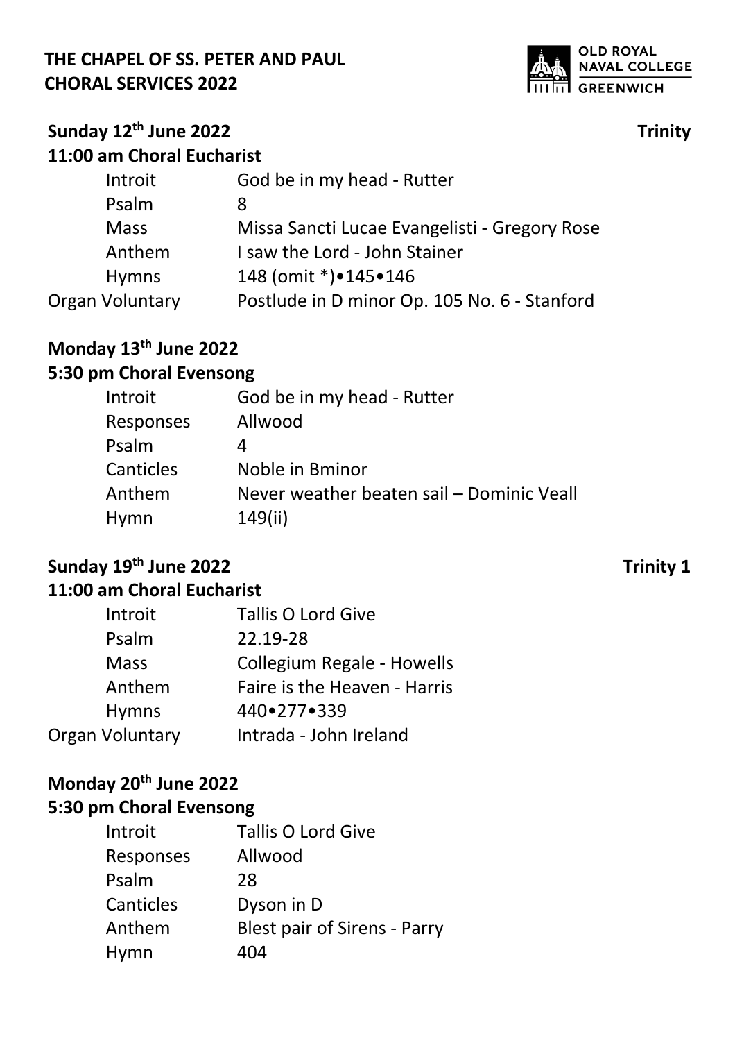**THE CHAPEL OF SS. PETER AND PAUL**
**CHORAL SERVICES 2022**

OLD ROYAL NAVAL COLLEGE GREENWICH

## Sunday 12th June 2022 — Trinity

### 11:00 am Choral Eucharist

| | |
|---|---|
| Introit | God be in my head - Rutter |
| Psalm | 8 |
| Mass | Missa Sancti Lucae Evangelisti - Gregory Rose |
| Anthem | I saw the Lord - John Stainer |
| Hymns | 148 (omit *)•145•146 |
| Organ Voluntary | Postlude in D minor Op. 105 No. 6 - Stanford |

## Monday 13th June 2022

### 5:30 pm Choral Evensong

| | |
|---|---|
| Introit | God be in my head - Rutter |
| Responses | Allwood |
| Psalm | 4 |
| Canticles | Noble in Bminor |
| Anthem | Never weather beaten sail – Dominic Veall |
| Hymn | 149(ii) |

## Sunday 19th June 2022 — Trinity 1

### 11:00 am Choral Eucharist

| | |
|---|---|
| Introit | Tallis O Lord Give |
| Psalm | 22.19-28 |
| Mass | Collegium Regale - Howells |
| Anthem | Faire is the Heaven - Harris |
| Hymns | 440•277•339 |
| Organ Voluntary | Intrada - John Ireland |

## Monday 20th June 2022

### 5:30 pm Choral Evensong

| | |
|---|---|
| Introit | Tallis O Lord Give |
| Responses | Allwood |
| Psalm | 28 |
| Canticles | Dyson in D |
| Anthem | Blest pair of Sirens - Parry |
| Hymn | 404 |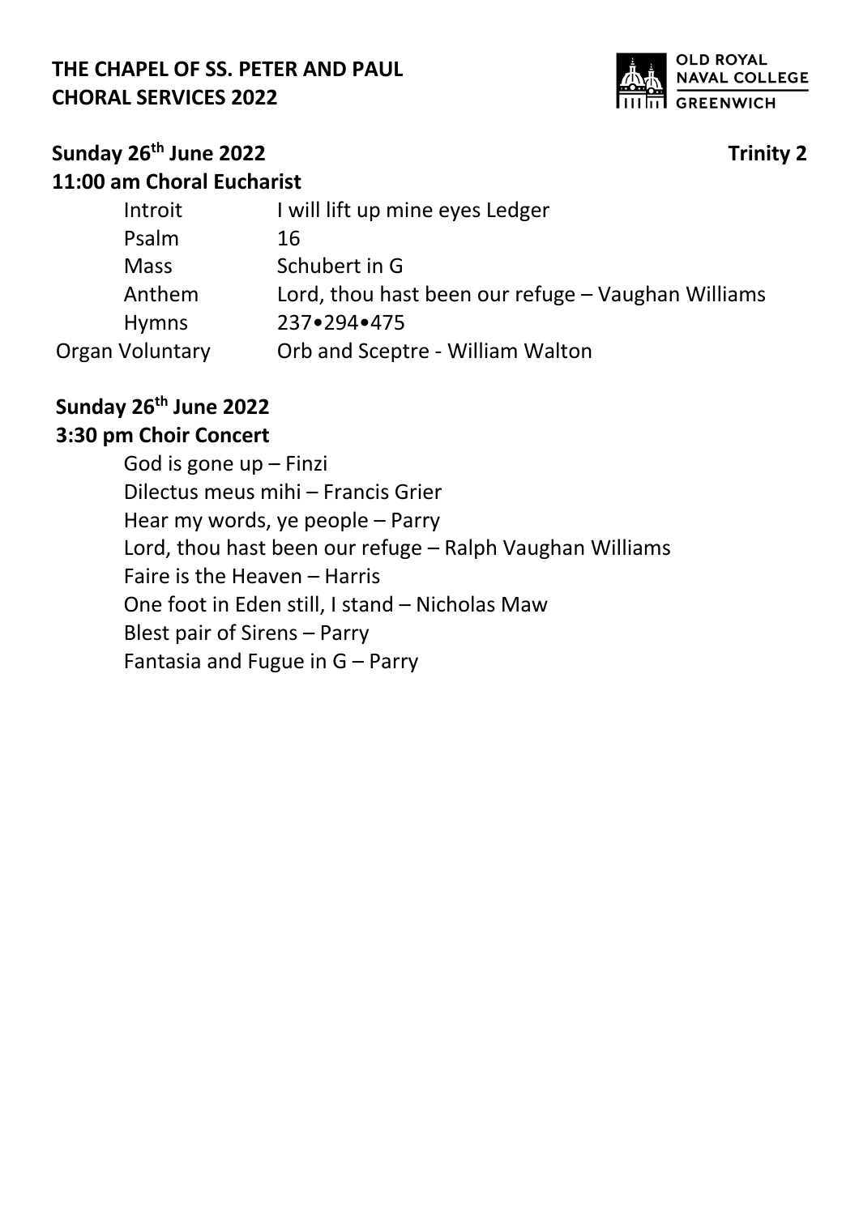**THE CHAPEL OF SS. PETER AND PAUL**
**CHORAL SERVICES 2022**

OLD ROYAL NAVAL COLLEGE GREENWICH

**Sunday 26th June 2022** **Trinity 2**

**11:00 am Choral Eucharist**

| | |
|---|---|
| Introit | I will lift up mine eyes Ledger |
| Psalm | 16 |
| Mass | Schubert in G |
| Anthem | Lord, thou hast been our refuge – Vaughan Williams |
| Hymns | 237•294•475 |
| Organ Voluntary | Orb and Sceptre - William Walton |

**Sunday 26th June 2022**

**3:30 pm Choir Concert**

God is gone up – Finzi
Dilectus meus mihi – Francis Grier
Hear my words, ye people – Parry
Lord, thou hast been our refuge – Ralph Vaughan Williams
Faire is the Heaven – Harris
One foot in Eden still, I stand – Nicholas Maw
Blest pair of Sirens – Parry
Fantasia and Fugue in G – Parry